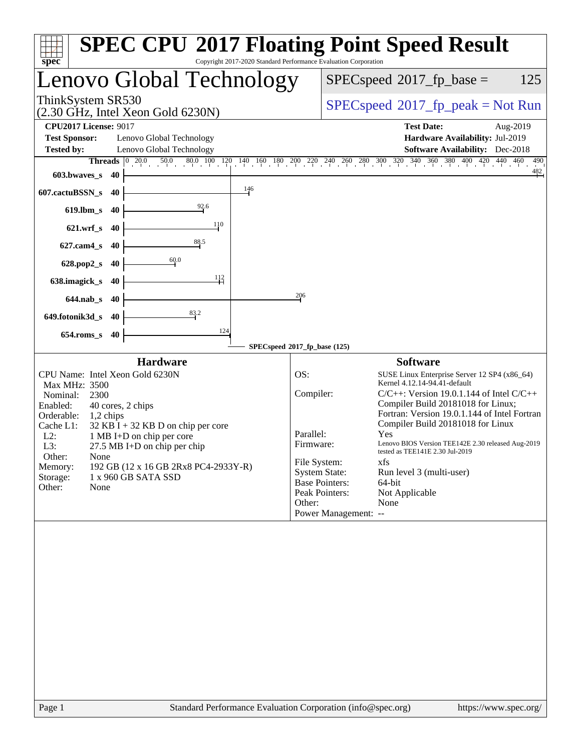# SPEC CPU 2017 Floating Point Speed Result

Copyright 2017-2020 Standard Performance Evaluation Corporation

## Lenovo Global Technology

ThinkSystem SR530
(2.30 GHz, Intel Xeon Gold 6230N)

SPECspeed 2017_fp_base = 125

SPECspeed 2017_fp_peak = Not Run

**CPU2017 License:** 9017
**Test Sponsor:** Lenovo Global Technology
**Tested by:** Lenovo Global Technology

**Test Date:** Aug-2019
**Hardware Availability:** Jul-2019
**Software Availability:** Dec-2018

| Benchmark | Threads | Base Ratio |
|---|---|---|
| 603.bwaves_s | 40 | 482 |
| 607.cactuBSSN_s | 40 | 146 |
| 619.lbm_s | 40 | 92.6 |
| 621.wrf_s | 40 | 110 |
| 627.cam4_s | 40 | 88.5 |
| 628.pop2_s | 40 | 60.0 |
| 638.imagick_s | 40 | 112 |
| 644.nab_s | 40 | 206 |
| 649.fotonik3d_s | 40 | 83.2 |
| 654.roms_s | 40 | 124 |

SPECspeed 2017_fp_base (125)

### Hardware

| | |
|---|---|
| CPU Name: | Intel Xeon Gold 6230N |
| Max MHz: | 3500 |
| Nominal: | 2300 |
| Enabled: | 40 cores, 2 chips |
| Orderable: | 1,2 chips |
| Cache L1: | 32 KB I + 32 KB D on chip per core |
| L2: | 1 MB I+D on chip per core |
| L3: | 27.5 MB I+D on chip per chip |
| Other: | None |
| Memory: | 192 GB (12 x 16 GB 2Rx8 PC4-2933Y-R) |
| Storage: | 1 x 960 GB SATA SSD |
| Other: | None |

### Software

| | |
|---|---|
| OS: | SUSE Linux Enterprise Server 12 SP4 (x86_64) Kernel 4.12.14-94.41-default |
| Compiler: | C/C++: Version 19.0.1.144 of Intel C/C++ Compiler Build 20181018 for Linux; Fortran: Version 19.0.1.144 of Intel Fortran Compiler Build 20181018 for Linux |
| Parallel: | Yes |
| Firmware: | Lenovo BIOS Version TEE142E 2.30 released Aug-2019 tested as TEE141E 2.30 Jul-2019 |
| File System: | xfs |
| System State: | Run level 3 (multi-user) |
| Base Pointers: | 64-bit |
| Peak Pointers: | Not Applicable |
| Other: | None |
| Power Management: | -- |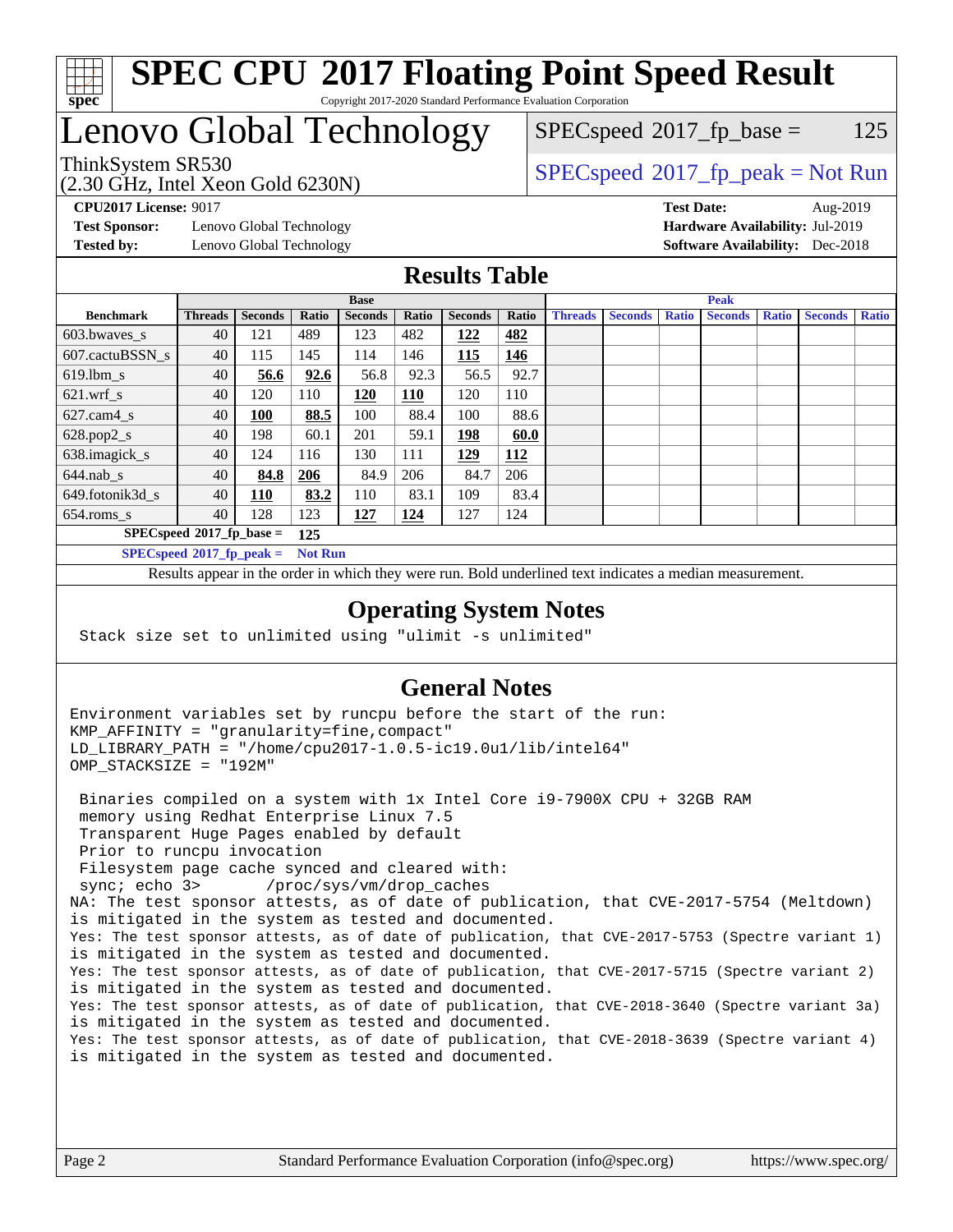# SPEC CPU 2017 Floating Point Speed Result

Copyright 2017-2020 Standard Performance Evaluation Corporation

## Lenovo Global Technology

ThinkSystem SR530
(2.30 GHz, Intel Xeon Gold 6230N)

SPECspeed 2017_fp_base = 125

SPECspeed 2017_fp_peak = Not Run

**CPU2017 License:** 9017
**Test Sponsor:** Lenovo Global Technology
**Tested by:** Lenovo Global Technology

**Test Date:** Aug-2019
**Hardware Availability:** Jul-2019
**Software Availability:** Dec-2018

## Results Table

| Benchmark | Base | | | | | | | Peak | | | | | | |
|---|---|---|---|---|---|---|---|---|---|---|---|---|---|---|
| | Threads | Seconds | Ratio | Seconds | Ratio | Seconds | Ratio | Threads | Seconds | Ratio | Seconds | Ratio | Seconds | Ratio |
| 603.bwaves_s | 40 | 121 | 489 | 123 | 482 | **122** | **482** | | | | | | | |
| 607.cactuBSSN_s | 40 | 115 | 145 | 114 | 146 | **115** | **146** | | | | | | | |
| 619.lbm_s | 40 | **56.6** | **92.6** | 56.8 | 92.3 | 56.5 | 92.7 | | | | | | | |
| 621.wrf_s | 40 | 120 | 110 | **120** | **110** | 120 | 110 | | | | | | | |
| 627.cam4_s | 40 | **100** | **88.5** | 100 | 88.4 | 100 | 88.6 | | | | | | | |
| 628.pop2_s | 40 | 198 | 60.1 | 201 | 59.1 | **198** | **60.0** | | | | | | | |
| 638.imagick_s | 40 | 124 | 116 | 130 | 111 | **129** | **112** | | | | | | | |
| 644.nab_s | 40 | **84.8** | **206** | 84.9 | 206 | 84.7 | 206 | | | | | | | |
| 649.fotonik3d_s | 40 | **110** | **83.2** | 110 | 83.1 | 109 | 83.4 | | | | | | | |
| 654.roms_s | 40 | 128 | 123 | **127** | **124** | 127 | 124 | | | | | | | |

SPECspeed 2017_fp_base = **125**

SPECspeed 2017_fp_peak = **Not Run**

Results appear in the order in which they were run. Bold underlined text indicates a median measurement.

## Operating System Notes

```
Stack size set to unlimited using "ulimit -s unlimited"
```

## General Notes

```
Environment variables set by runcpu before the start of the run:
KMP_AFFINITY = "granularity=fine,compact"
LD_LIBRARY_PATH = "/home/cpu2017-1.0.5-ic19.0u1/lib/intel64"
OMP_STACKSIZE = "192M"

 Binaries compiled on a system with 1x Intel Core i9-7900X CPU + 32GB RAM
 memory using Redhat Enterprise Linux 7.5
 Transparent Huge Pages enabled by default
 Prior to runcpu invocation
 Filesystem page cache synced and cleared with:
 sync; echo 3>       /proc/sys/vm/drop_caches
NA: The test sponsor attests, as of date of publication, that CVE-2017-5754 (Meltdown)
is mitigated in the system as tested and documented.
Yes: The test sponsor attests, as of date of publication, that CVE-2017-5753 (Spectre variant 1)
is mitigated in the system as tested and documented.
Yes: The test sponsor attests, as of date of publication, that CVE-2017-5715 (Spectre variant 2)
is mitigated in the system as tested and documented.
Yes: The test sponsor attests, as of date of publication, that CVE-2018-3640 (Spectre variant 3a)
is mitigated in the system as tested and documented.
Yes: The test sponsor attests, as of date of publication, that CVE-2018-3639 (Spectre variant 4)
is mitigated in the system as tested and documented.
```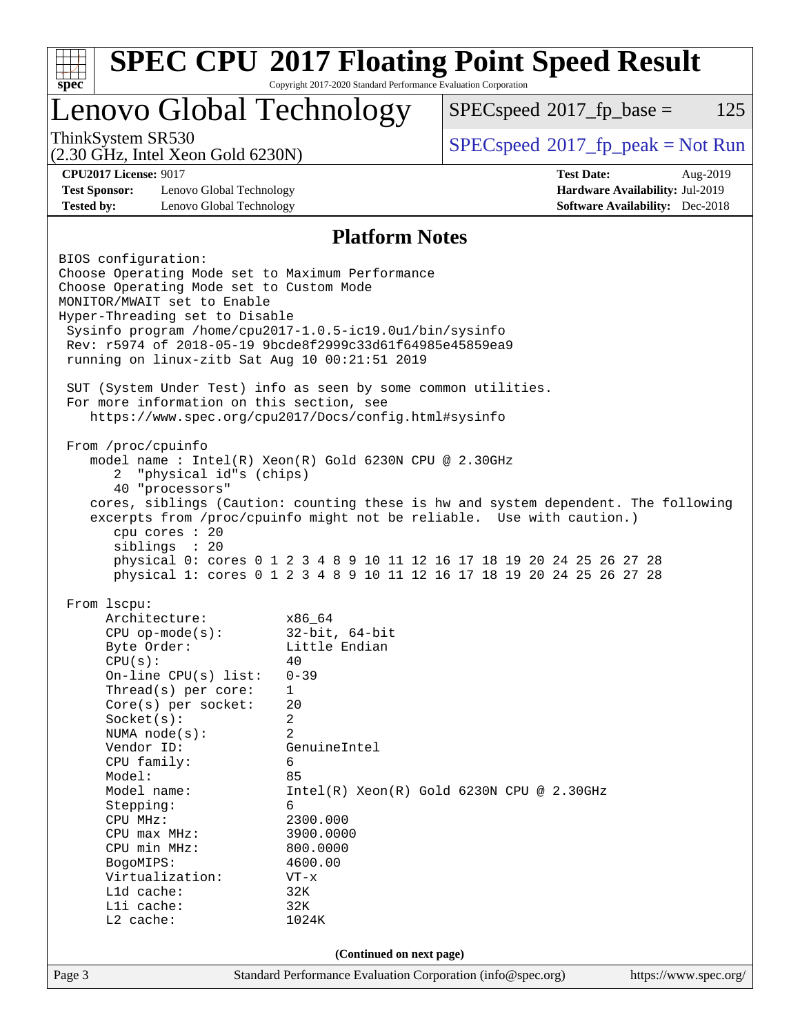# SPEC CPU 2017 Floating Point Speed Result

Copyright 2017-2020 Standard Performance Evaluation Corporation

## Lenovo Global Technology

ThinkSystem SR530
(2.30 GHz, Intel Xeon Gold 6230N)

SPECspeed 2017_fp_base = 125

SPECspeed 2017_fp_peak = Not Run

**CPU2017 License:** 9017
**Test Sponsor:** Lenovo Global Technology
**Tested by:** Lenovo Global Technology

**Test Date:** Aug-2019
**Hardware Availability:** Jul-2019
**Software Availability:** Dec-2018

## Platform Notes

```
BIOS configuration:
Choose Operating Mode set to Maximum Performance
Choose Operating Mode set to Custom Mode
MONITOR/MWAIT set to Enable
Hyper-Threading set to Disable
 Sysinfo program /home/cpu2017-1.0.5-ic19.0u1/bin/sysinfo
 Rev: r5974 of 2018-05-19 9bcde8f2999c33d61f64985e45859ea9
 running on linux-zitb Sat Aug 10 00:21:51 2019

 SUT (System Under Test) info as seen by some common utilities.
 For more information on this section, see
    https://www.spec.org/cpu2017/Docs/config.html#sysinfo

 From /proc/cpuinfo
    model name : Intel(R) Xeon(R) Gold 6230N CPU @ 2.30GHz
       2  "physical id"s (chips)
       40 "processors"
    cores, siblings (Caution: counting these is hw and system dependent. The following
    excerpts from /proc/cpuinfo might not be reliable.  Use with caution.)
       cpu cores : 20
       siblings  : 20
       physical 0: cores 0 1 2 3 4 8 9 10 11 12 16 17 18 19 20 24 25 26 27 28
       physical 1: cores 0 1 2 3 4 8 9 10 11 12 16 17 18 19 20 24 25 26 27 28

 From lscpu:
      Architecture:          x86_64
      CPU op-mode(s):        32-bit, 64-bit
      Byte Order:            Little Endian
      CPU(s):                40
      On-line CPU(s) list:   0-39
      Thread(s) per core:    1
      Core(s) per socket:    20
      Socket(s):             2
      NUMA node(s):          2
      Vendor ID:             GenuineIntel
      CPU family:            6
      Model:                 85
      Model name:            Intel(R) Xeon(R) Gold 6230N CPU @ 2.30GHz
      Stepping:              6
      CPU MHz:               2300.000
      CPU max MHz:           3900.0000
      CPU min MHz:           800.0000
      BogoMIPS:              4600.00
      Virtualization:        VT-x
      L1d cache:             32K
      L1i cache:             32K
      L2 cache:              1024K
```

**(Continued on next page)**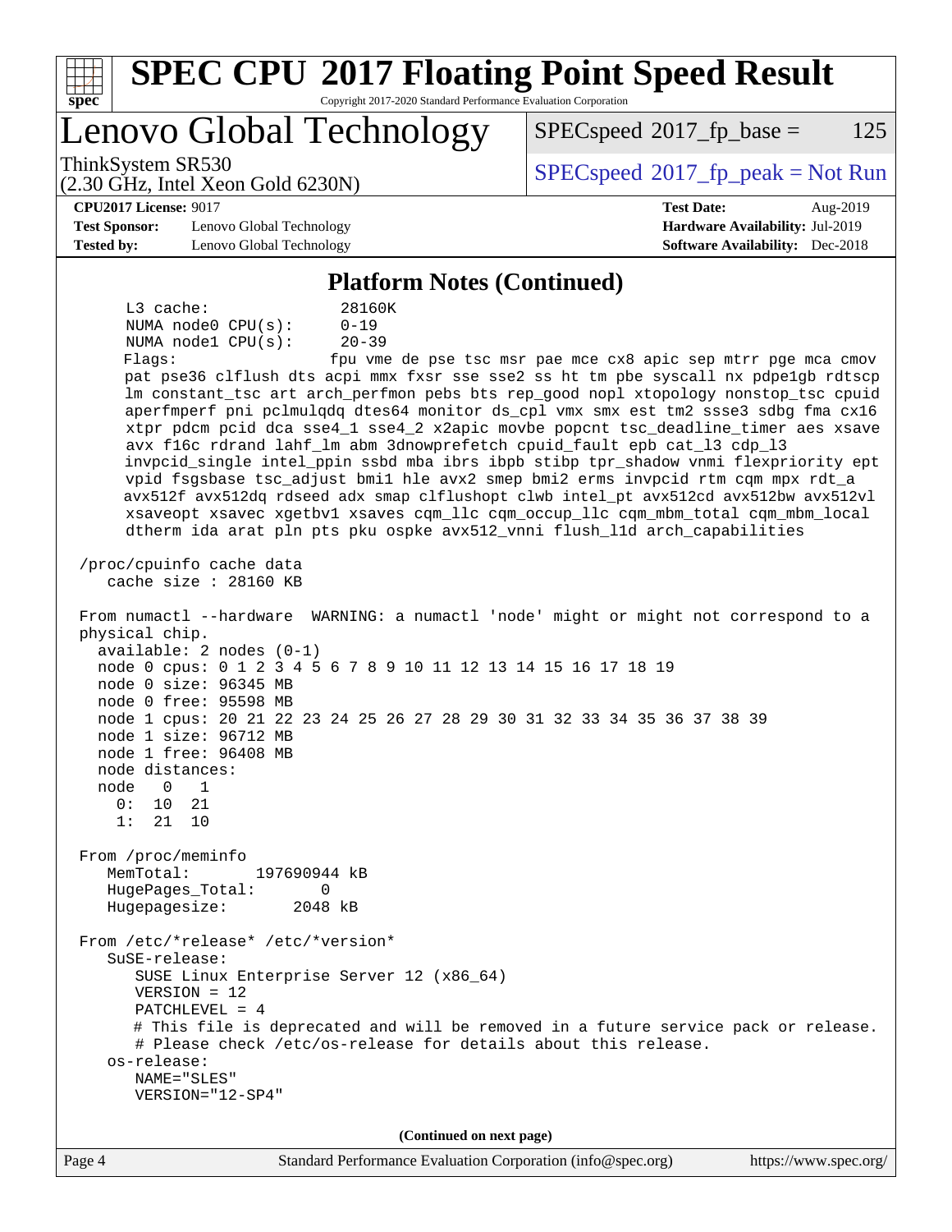## Platform Notes (Continued)

```
      L3 cache:              28160K
      NUMA node0 CPU(s):     0-19
      NUMA node1 CPU(s):     20-39
      Flags:                 fpu vme de pse tsc msr pae mce cx8 apic sep mtrr pge mca cmov
      pat pse36 clflush dts acpi mmx fxsr sse sse2 ss ht tm pbe syscall nx pdpe1gb rdtscp
      lm constant_tsc art arch_perfmon pebs bts rep_good nopl xtopology nonstop_tsc cpuid
      aperfmperf pni pclmulqdq dtes64 monitor ds_cpl vmx smx est tm2 ssse3 sdbg fma cx16
      xtpr pdcm pcid dca sse4_1 sse4_2 x2apic movbe popcnt tsc_deadline_timer aes xsave
      avx f16c rdrand lahf_lm abm 3dnowprefetch cpuid_fault epb cat_l3 cdp_l3
      invpcid_single intel_ppin ssbd mba ibrs ibpb stibp tpr_shadow vnmi flexpriority ept
      vpid fsgsbase tsc_adjust bmi1 hle avx2 smep bmi2 erms invpcid rtm cqm mpx rdt_a
      avx512f avx512dq rdseed adx smap clflushopt clwb intel_pt avx512cd avx512bw avx512vl
      xsaveopt xsavec xgetbv1 xsaves cqm_llc cqm_occup_llc cqm_mbm_total cqm_mbm_local
      dtherm ida arat pln pts pku ospke avx512_vnni flush_l1d arch_capabilities

 /proc/cpuinfo cache data
    cache size : 28160 KB

 From numactl --hardware  WARNING: a numactl 'node' might or might not correspond to a
 physical chip.
   available: 2 nodes (0-1)
   node 0 cpus: 0 1 2 3 4 5 6 7 8 9 10 11 12 13 14 15 16 17 18 19
   node 0 size: 96345 MB
   node 0 free: 95598 MB
   node 1 cpus: 20 21 22 23 24 25 26 27 28 29 30 31 32 33 34 35 36 37 38 39
   node 1 size: 96712 MB
   node 1 free: 96408 MB
   node distances:
   node   0   1
     0:  10  21
     1:  21  10

 From /proc/meminfo
    MemTotal:       197690944 kB
    HugePages_Total:       0
    Hugepagesize:       2048 kB

 From /etc/*release* /etc/*version*
    SuSE-release:
       SUSE Linux Enterprise Server 12 (x86_64)
       VERSION = 12
       PATCHLEVEL = 4
       # This file is deprecated and will be removed in a future service pack or release.
       # Please check /etc/os-release for details about this release.
    os-release:
       NAME="SLES"
       VERSION="12-SP4"
```

(Continued on next page)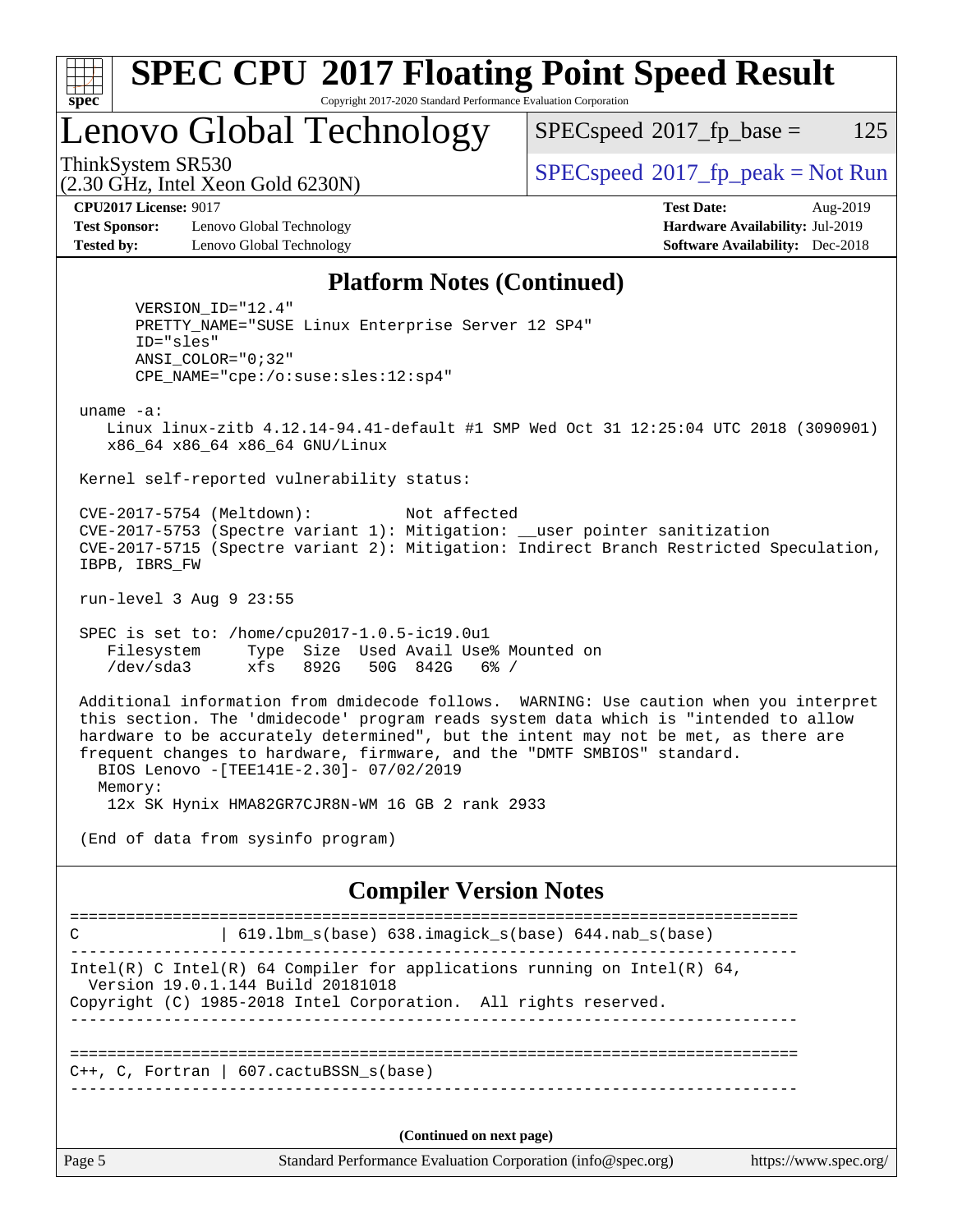## Platform Notes (Continued)

```
      VERSION_ID="12.4"
      PRETTY_NAME="SUSE Linux Enterprise Server 12 SP4"
      ID="sles"
      ANSI_COLOR="0;32"
      CPE_NAME="cpe:/o:suse:sles:12:sp4"

 uname -a:
    Linux linux-zitb 4.12.14-94.41-default #1 SMP Wed Oct 31 12:25:04 UTC 2018 (3090901)
    x86_64 x86_64 x86_64 GNU/Linux

 Kernel self-reported vulnerability status:

 CVE-2017-5754 (Meltdown):          Not affected
 CVE-2017-5753 (Spectre variant 1): Mitigation: __user pointer sanitization
 CVE-2017-5715 (Spectre variant 2): Mitigation: Indirect Branch Restricted Speculation,
 IBPB, IBRS_FW

 run-level 3 Aug 9 23:55

 SPEC is set to: /home/cpu2017-1.0.5-ic19.0u1
    Filesystem     Type  Size  Used Avail Use% Mounted on
    /dev/sda3      xfs   892G   50G  842G   6% /

 Additional information from dmidecode follows.  WARNING: Use caution when you interpret
 this section. The 'dmidecode' program reads system data which is "intended to allow
 hardware to be accurately determined", but the intent may not be met, as there are
 frequent changes to hardware, firmware, and the "DMTF SMBIOS" standard.
   BIOS Lenovo -[TEE141E-2.30]- 07/02/2019
   Memory:
    12x SK Hynix HMA82GR7CJR8N-WM 16 GB 2 rank 2933

 (End of data from sysinfo program)
```

## Compiler Version Notes

```
==============================================================================
C               | 619.lbm_s(base) 638.imagick_s(base) 644.nab_s(base)
------------------------------------------------------------------------------
Intel(R) C Intel(R) 64 Compiler for applications running on Intel(R) 64,
  Version 19.0.1.144 Build 20181018
Copyright (C) 1985-2018 Intel Corporation.  All rights reserved.
------------------------------------------------------------------------------

==============================================================================
C++, C, Fortran | 607.cactuBSSN_s(base)
------------------------------------------------------------------------------
```

(Continued on next page)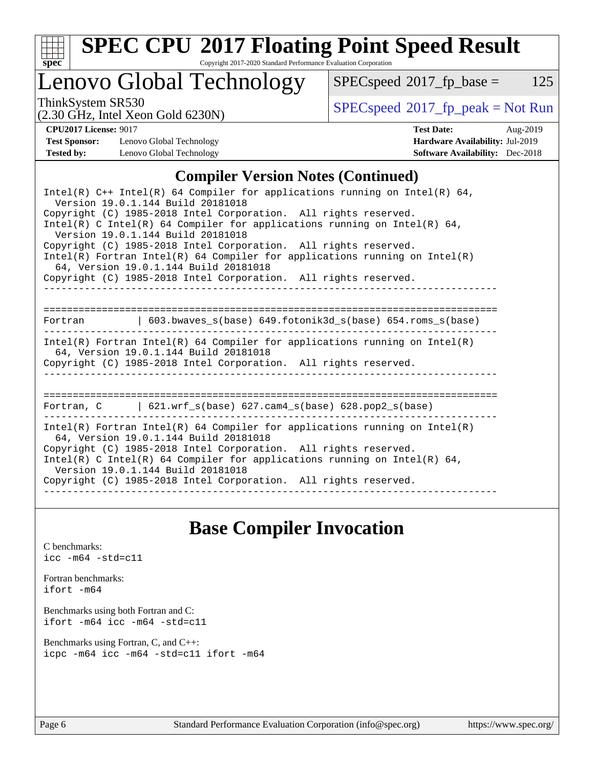## Compiler Version Notes (Continued)

```
Intel(R) C++ Intel(R) 64 Compiler for applications running on Intel(R) 64,
  Version 19.0.1.144 Build 20181018
Copyright (C) 1985-2018 Intel Corporation.  All rights reserved.
Intel(R) C Intel(R) 64 Compiler for applications running on Intel(R) 64,
  Version 19.0.1.144 Build 20181018
Copyright (C) 1985-2018 Intel Corporation.  All rights reserved.
Intel(R) Fortran Intel(R) 64 Compiler for applications running on Intel(R)
  64, Version 19.0.1.144 Build 20181018
Copyright (C) 1985-2018 Intel Corporation.  All rights reserved.
------------------------------------------------------------------------------

==============================================================================
Fortran         | 603.bwaves_s(base) 649.fotonik3d_s(base) 654.roms_s(base)
------------------------------------------------------------------------------
Intel(R) Fortran Intel(R) 64 Compiler for applications running on Intel(R)
  64, Version 19.0.1.144 Build 20181018
Copyright (C) 1985-2018 Intel Corporation.  All rights reserved.
------------------------------------------------------------------------------

==============================================================================
Fortran, C      | 621.wrf_s(base) 627.cam4_s(base) 628.pop2_s(base)
------------------------------------------------------------------------------
Intel(R) Fortran Intel(R) 64 Compiler for applications running on Intel(R)
  64, Version 19.0.1.144 Build 20181018
Copyright (C) 1985-2018 Intel Corporation.  All rights reserved.
Intel(R) C Intel(R) 64 Compiler for applications running on Intel(R) 64,
  Version 19.0.1.144 Build 20181018
Copyright (C) 1985-2018 Intel Corporation.  All rights reserved.
------------------------------------------------------------------------------
```

## Base Compiler Invocation

C benchmarks:
`icc -m64 -std=c11`

Fortran benchmarks:
`ifort -m64`

Benchmarks using both Fortran and C:
`ifort -m64 icc -m64 -std=c11`

Benchmarks using Fortran, C, and C++:
`icpc -m64 icc -m64 -std=c11 ifort -m64`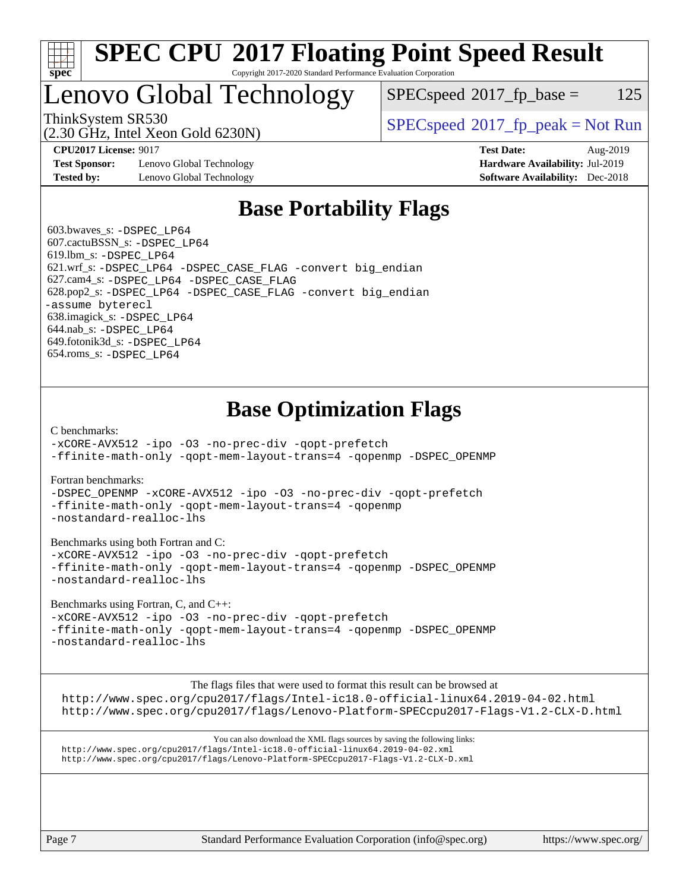# SPEC CPU 2017 Floating Point Speed Result

Copyright 2017-2020 Standard Performance Evaluation Corporation

## Lenovo Global Technology

ThinkSystem SR530
(2.30 GHz, Intel Xeon Gold 6230N)

SPECspeed 2017_fp_base = 125

SPECspeed 2017_fp_peak = Not Run

**CPU2017 License:** 9017
**Test Sponsor:** Lenovo Global Technology
**Tested by:** Lenovo Global Technology
**Test Date:** Aug-2019
**Hardware Availability:** Jul-2019
**Software Availability:** Dec-2018

## Base Portability Flags

603.bwaves_s: `-DSPEC_LP64`
607.cactuBSSN_s: `-DSPEC_LP64`
619.lbm_s: `-DSPEC_LP64`
621.wrf_s: `-DSPEC_LP64 -DSPEC_CASE_FLAG -convert big_endian`
627.cam4_s: `-DSPEC_LP64 -DSPEC_CASE_FLAG`
628.pop2_s: `-DSPEC_LP64 -DSPEC_CASE_FLAG -convert big_endian -assume byterecl`
638.imagick_s: `-DSPEC_LP64`
644.nab_s: `-DSPEC_LP64`
649.fotonik3d_s: `-DSPEC_LP64`
654.roms_s: `-DSPEC_LP64`

## Base Optimization Flags

C benchmarks:
```
-xCORE-AVX512 -ipo -O3 -no-prec-div -qopt-prefetch
-ffinite-math-only -qopt-mem-layout-trans=4 -qopenmp -DSPEC_OPENMP
```

Fortran benchmarks:
```
-DSPEC_OPENMP -xCORE-AVX512 -ipo -O3 -no-prec-div -qopt-prefetch
-ffinite-math-only -qopt-mem-layout-trans=4 -qopenmp
-nostandard-realloc-lhs
```

Benchmarks using both Fortran and C:
```
-xCORE-AVX512 -ipo -O3 -no-prec-div -qopt-prefetch
-ffinite-math-only -qopt-mem-layout-trans=4 -qopenmp -DSPEC_OPENMP
-nostandard-realloc-lhs
```

Benchmarks using Fortran, C, and C++:
```
-xCORE-AVX512 -ipo -O3 -no-prec-div -qopt-prefetch
-ffinite-math-only -qopt-mem-layout-trans=4 -qopenmp -DSPEC_OPENMP
-nostandard-realloc-lhs
```

The flags files that were used to format this result can be browsed at
http://www.spec.org/cpu2017/flags/Intel-ic18.0-official-linux64.2019-04-02.html
http://www.spec.org/cpu2017/flags/Lenovo-Platform-SPECcpu2017-Flags-V1.2-CLX-D.html

You can also download the XML flags sources by saving the following links:
http://www.spec.org/cpu2017/flags/Intel-ic18.0-official-linux64.2019-04-02.xml
http://www.spec.org/cpu2017/flags/Lenovo-Platform-SPECcpu2017-Flags-V1.2-CLX-D.xml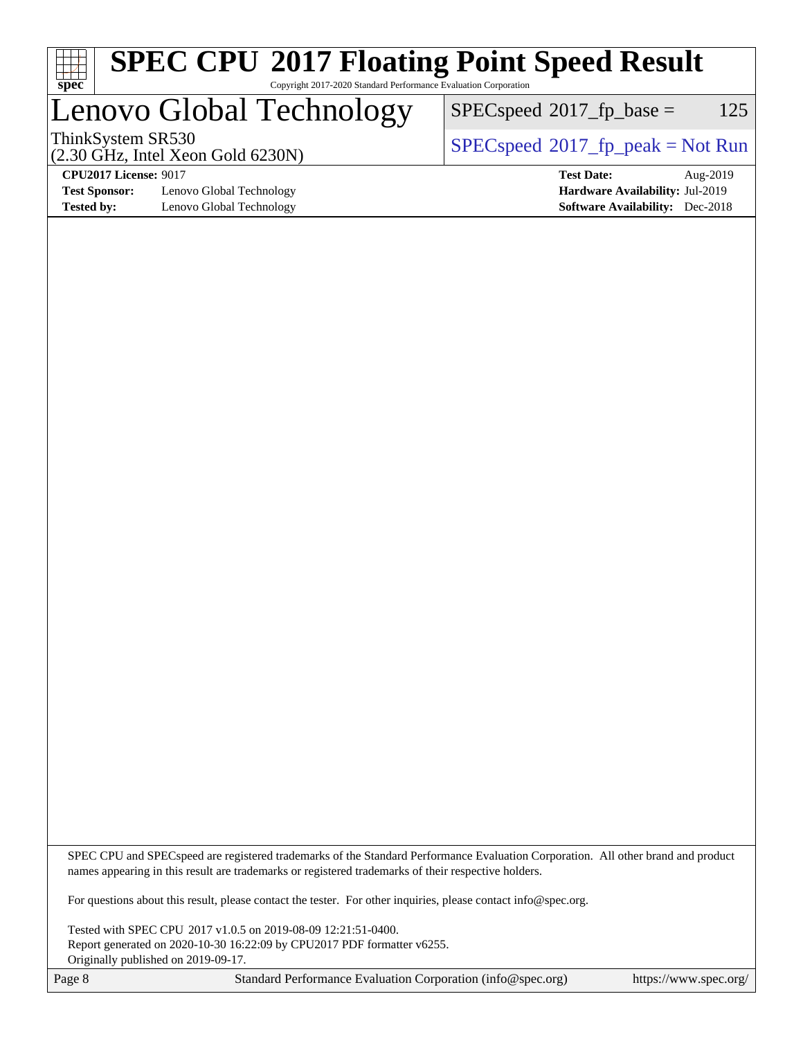# SPEC CPU 2017 Floating Point Speed Result

Copyright 2017-2020 Standard Performance Evaluation Corporation

## Lenovo Global Technology

ThinkSystem SR530
(2.30 GHz, Intel Xeon Gold 6230N)

SPECspeed 2017_fp_base = 125

SPECspeed 2017_fp_peak = Not Run

**CPU2017 License:** 9017
**Test Sponsor:** Lenovo Global Technology
**Tested by:** Lenovo Global Technology

**Test Date:** Aug-2019
**Hardware Availability:** Jul-2019
**Software Availability:** Dec-2018

SPEC CPU and SPECspeed are registered trademarks of the Standard Performance Evaluation Corporation. All other brand and product names appearing in this result are trademarks or registered trademarks of their respective holders.

For questions about this result, please contact the tester. For other inquiries, please contact info@spec.org.

Tested with SPEC CPU 2017 v1.0.5 on 2019-08-09 12:21:51-0400.
Report generated on 2020-10-30 16:22:09 by CPU2017 PDF formatter v6255.
Originally published on 2019-09-17.